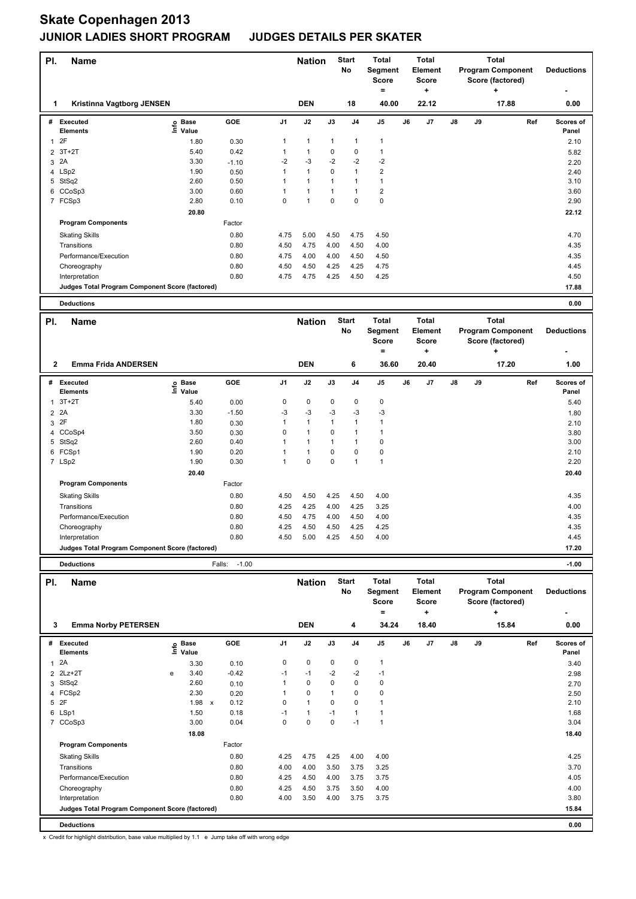# Skate Copenhagen 2013

## JUNIOR LADIES SHORT PROGRAM JUDGES DETAILS PER SKATER

| Pl. | Name | Nation | Start No | Total Segment Score = | Total Element Score + | Total Program Component Score (factored) + | Deductions - |
|---|---|---|---|---|---|---|---|
| 1 | Kristinna Vagtborg JENSEN | DEN | 18 | 40.00 | 22.12 | 17.88 | 0.00 |

| # | Executed Elements | Info | Base Value | GOE | J1 | J2 | J3 | J4 | J5 | J6 | J7 | J8 | J9 | Ref | Scores of Panel |
|---|---|---|---|---|---|---|---|---|---|---|---|---|---|---|---|
| 1 | 2F | | 1.80 | 0.30 | 1 | 1 | 1 | 1 | 1 | | | | | | 2.10 |
| 2 | 3T+2T | | 5.40 | 0.42 | 1 | 1 | 0 | 0 | 1 | | | | | | 5.82 |
| 3 | 2A | | 3.30 | -1.10 | -2 | -3 | -2 | -2 | -2 | | | | | | 2.20 |
| 4 | LSp2 | | 1.90 | 0.50 | 1 | 1 | 0 | 1 | 2 | | | | | | 2.40 |
| 5 | StSq2 | | 2.60 | 0.50 | 1 | 1 | 1 | 1 | 1 | | | | | | 3.10 |
| 6 | CCoSp3 | | 3.00 | 0.60 | 1 | 1 | 1 | 1 | 2 | | | | | | 3.60 |
| 7 | FCSp3 | | 2.80 | 0.10 | 0 | 1 | 0 | 0 | 0 | | | | | | 2.90 |
| | | | 20.80 | | | | | | | | | | | | 22.12 |

| Program Components | Factor | J1 | J2 | J3 | J4 | J5 | J6 | J7 | J8 | J9 | Scores of Panel |
|---|---|---|---|---|---|---|---|---|---|---|---|
| Skating Skills | 0.80 | 4.75 | 5.00 | 4.50 | 4.75 | 4.50 | | | | | 4.70 |
| Transitions | 0.80 | 4.50 | 4.75 | 4.00 | 4.50 | 4.00 | | | | | 4.35 |
| Performance/Execution | 0.80 | 4.75 | 4.00 | 4.00 | 4.50 | 4.50 | | | | | 4.35 |
| Choreography | 0.80 | 4.50 | 4.50 | 4.25 | 4.25 | 4.75 | | | | | 4.45 |
| Interpretation | 0.80 | 4.75 | 4.75 | 4.25 | 4.50 | 4.25 | | | | | 4.50 |
| Judges Total Program Component Score (factored) | | | | | | | | | | | 17.88 |

**Deductions** 0.00

| Pl. | Name | Nation | Start No | Total Segment Score = | Total Element Score + | Total Program Component Score (factored) + | Deductions - |
|---|---|---|---|---|---|---|---|
| 2 | Emma Frida ANDERSEN | DEN | 6 | 36.60 | 20.40 | 17.20 | 1.00 |

| # | Executed Elements | Info | Base Value | GOE | J1 | J2 | J3 | J4 | J5 | J6 | J7 | J8 | J9 | Ref | Scores of Panel |
|---|---|---|---|---|---|---|---|---|---|---|---|---|---|---|---|
| 1 | 3T+2T | | 5.40 | 0.00 | 0 | 0 | 0 | 0 | 0 | | | | | | 5.40 |
| 2 | 2A | | 3.30 | -1.50 | -3 | -3 | -3 | -3 | -3 | | | | | | 1.80 |
| 3 | 2F | | 1.80 | 0.30 | 1 | 1 | 1 | 1 | 1 | | | | | | 2.10 |
| 4 | CCoSp4 | | 3.50 | 0.30 | 0 | 1 | 0 | 1 | 1 | | | | | | 3.80 |
| 5 | StSq2 | | 2.60 | 0.40 | 1 | 1 | 1 | 1 | 0 | | | | | | 3.00 |
| 6 | FCSp1 | | 1.90 | 0.20 | 1 | 1 | 0 | 0 | 0 | | | | | | 2.10 |
| 7 | LSp2 | | 1.90 | 0.30 | 1 | 0 | 0 | 1 | 1 | | | | | | 2.20 |
| | | | 20.40 | | | | | | | | | | | | 20.40 |

| Program Components | Factor | J1 | J2 | J3 | J4 | J5 | J6 | J7 | J8 | J9 | Scores of Panel |
|---|---|---|---|---|---|---|---|---|---|---|---|
| Skating Skills | 0.80 | 4.50 | 4.50 | 4.25 | 4.50 | 4.00 | | | | | 4.35 |
| Transitions | 0.80 | 4.25 | 4.25 | 4.00 | 4.25 | 3.25 | | | | | 4.00 |
| Performance/Execution | 0.80 | 4.50 | 4.75 | 4.00 | 4.50 | 4.00 | | | | | 4.35 |
| Choreography | 0.80 | 4.25 | 4.50 | 4.50 | 4.25 | 4.25 | | | | | 4.35 |
| Interpretation | 0.80 | 4.50 | 5.00 | 4.25 | 4.50 | 4.00 | | | | | 4.45 |
| Judges Total Program Component Score (factored) | | | | | | | | | | | 17.20 |

**Deductions** Falls: -1.00 -1.00

| Pl. | Name | Nation | Start No | Total Segment Score = | Total Element Score + | Total Program Component Score (factored) + | Deductions - |
|---|---|---|---|---|---|---|---|
| 3 | Emma Norby PETERSEN | DEN | 4 | 34.24 | 18.40 | 15.84 | 0.00 |

| # | Executed Elements | Info | Base Value | GOE | J1 | J2 | J3 | J4 | J5 | J6 | J7 | J8 | J9 | Ref | Scores of Panel |
|---|---|---|---|---|---|---|---|---|---|---|---|---|---|---|---|
| 1 | 2A | | 3.30 | 0.10 | 0 | 0 | 0 | 0 | 1 | | | | | | 3.40 |
| 2 | 2Lz+2T | e | 3.40 | -0.42 | -1 | -1 | -2 | -2 | -1 | | | | | | 2.98 |
| 3 | StSq2 | | 2.60 | 0.10 | 1 | 0 | 0 | 0 | 0 | | | | | | 2.70 |
| 4 | FCSp2 | | 2.30 | 0.20 | 1 | 0 | 1 | 0 | 0 | | | | | | 2.50 |
| 5 | 2F | | 1.98 x | 0.12 | 0 | 1 | 0 | 0 | 1 | | | | | | 2.10 |
| 6 | LSp1 | | 1.50 | 0.18 | -1 | 1 | -1 | 1 | 1 | | | | | | 1.68 |
| 7 | CCoSp3 | | 3.00 | 0.04 | 0 | 0 | 0 | -1 | 1 | | | | | | 3.04 |
| | | | 18.08 | | | | | | | | | | | | 18.40 |

| Program Components | Factor | J1 | J2 | J3 | J4 | J5 | J6 | J7 | J8 | J9 | Scores of Panel |
|---|---|---|---|---|---|---|---|---|---|---|---|
| Skating Skills | 0.80 | 4.25 | 4.75 | 4.25 | 4.00 | 4.00 | | | | | 4.25 |
| Transitions | 0.80 | 4.00 | 4.00 | 3.50 | 3.75 | 3.25 | | | | | 3.70 |
| Performance/Execution | 0.80 | 4.25 | 4.50 | 4.00 | 3.75 | 3.75 | | | | | 4.05 |
| Choreography | 0.80 | 4.25 | 4.50 | 3.75 | 3.50 | 4.00 | | | | | 4.00 |
| Interpretation | 0.80 | 4.00 | 3.50 | 4.00 | 3.75 | 3.75 | | | | | 3.80 |
| Judges Total Program Component Score (factored) | | | | | | | | | | | 15.84 |

**Deductions** 0.00

x Credit for highlight distribution, base value multiplied by 1.1 e Jump take off with wrong edge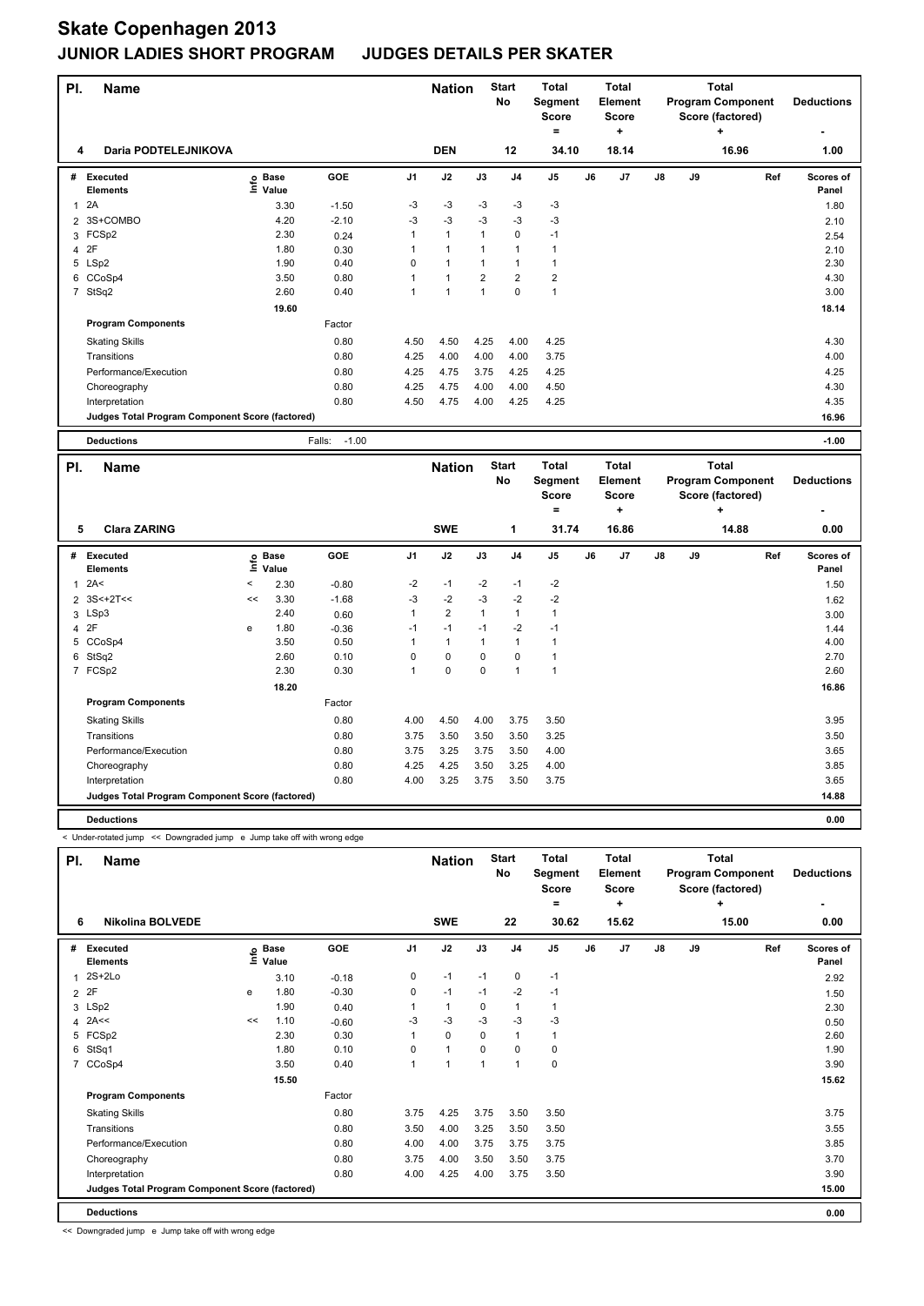# Skate Copenhagen 2013

## JUNIOR LADIES SHORT PROGRAM JUDGES DETAILS PER SKATER

| Pl. | Name | Nation | Start No | Total Segment Score = | Total Element Score + | Total Program Component Score (factored) + | Deductions - |
|---|---|---|---|---|---|---|---|
| 4 | Daria PODTELEJNIKOVA | DEN | 12 | 34.10 | 18.14 | 16.96 | 1.00 |

| # | Executed Elements | Info | Base Value | GOE | J1 | J2 | J3 | J4 | J5 | J6 | J7 | J8 | J9 | Ref | Scores of Panel |
|---|---|---|---|---|---|---|---|---|---|---|---|---|---|---|---|
| 1 | 2A | | 3.30 | -1.50 | -3 | -3 | -3 | -3 | -3 | | | | | | 1.80 |
| 2 | 3S+COMBO | | 4.20 | -2.10 | -3 | -3 | -3 | -3 | -3 | | | | | | 2.10 |
| 3 | FCSp2 | | 2.30 | 0.24 | 1 | 1 | 1 | 0 | -1 | | | | | | 2.54 |
| 4 | 2F | | 1.80 | 0.30 | 1 | 1 | 1 | 1 | 1 | | | | | | 2.10 |
| 5 | LSp2 | | 1.90 | 0.40 | 0 | 1 | 1 | 1 | 1 | | | | | | 2.30 |
| 6 | CCoSp4 | | 3.50 | 0.80 | 1 | 1 | 2 | 2 | 2 | | | | | | 4.30 |
| 7 | StSq2 | | 2.60 | 0.40 | 1 | 1 | 1 | 0 | 1 | | | | | | 3.00 |
| | | | 19.60 | | | | | | | | | | | | 18.14 |
| | **Program Components** | | | Factor | | | | | | | | | | | |
| | Skating Skills | | | 0.80 | 4.50 | 4.50 | 4.25 | 4.00 | 4.25 | | | | | | 4.30 |
| | Transitions | | | 0.80 | 4.25 | 4.00 | 4.00 | 4.00 | 3.75 | | | | | | 4.00 |
| | Performance/Execution | | | 0.80 | 4.25 | 4.75 | 3.75 | 4.25 | 4.25 | | | | | | 4.25 |
| | Choreography | | | 0.80 | 4.25 | 4.75 | 4.00 | 4.00 | 4.50 | | | | | | 4.30 |
| | Interpretation | | | 0.80 | 4.50 | 4.75 | 4.00 | 4.25 | 4.25 | | | | | | 4.35 |
| | **Judges Total Program Component Score (factored)** | | | | | | | | | | | | | | 16.96 |
| | **Deductions** | | | Falls: -1.00 | | | | | | | | | | | -1.00 |

| Pl. | Name | Nation | Start No | Total Segment Score = | Total Element Score + | Total Program Component Score (factored) + | Deductions - |
|---|---|---|---|---|---|---|---|
| 5 | Clara ZARING | SWE | 1 | 31.74 | 16.86 | 14.88 | 0.00 |

| # | Executed Elements | Info | Base Value | GOE | J1 | J2 | J3 | J4 | J5 | J6 | J7 | J8 | J9 | Ref | Scores of Panel |
|---|---|---|---|---|---|---|---|---|---|---|---|---|---|---|---|
| 1 | 2A< | < | 2.30 | -0.80 | -2 | -1 | -2 | -1 | -2 | | | | | | 1.50 |
| 2 | 3S<+2T<< | << | 3.30 | -1.68 | -3 | -2 | -3 | -2 | -2 | | | | | | 1.62 |
| 3 | LSp3 | | 2.40 | 0.60 | 1 | 2 | 1 | 1 | 1 | | | | | | 3.00 |
| 4 | 2F | e | 1.80 | -0.36 | -1 | -1 | -1 | -2 | -1 | | | | | | 1.44 |
| 5 | CCoSp4 | | 3.50 | 0.50 | 1 | 1 | 1 | 1 | 1 | | | | | | 4.00 |
| 6 | StSq2 | | 2.60 | 0.10 | 0 | 0 | 0 | 0 | 1 | | | | | | 2.70 |
| 7 | FCSp2 | | 2.30 | 0.30 | 1 | 0 | 0 | 1 | 1 | | | | | | 2.60 |
| | | | 18.20 | | | | | | | | | | | | 16.86 |
| | **Program Components** | | | Factor | | | | | | | | | | | |
| | Skating Skills | | | 0.80 | 4.00 | 4.50 | 4.00 | 3.75 | 3.50 | | | | | | 3.95 |
| | Transitions | | | 0.80 | 3.75 | 3.50 | 3.50 | 3.50 | 3.25 | | | | | | 3.50 |
| | Performance/Execution | | | 0.80 | 3.75 | 3.25 | 3.75 | 3.50 | 4.00 | | | | | | 3.65 |
| | Choreography | | | 0.80 | 4.25 | 4.25 | 3.50 | 3.25 | 4.00 | | | | | | 3.85 |
| | Interpretation | | | 0.80 | 4.00 | 3.25 | 3.75 | 3.50 | 3.75 | | | | | | 3.65 |
| | **Judges Total Program Component Score (factored)** | | | | | | | | | | | | | | 14.88 |
| | **Deductions** | | | | | | | | | | | | | | 0.00 |

< Under-rotated jump << Downgraded jump e Jump take off with wrong edge

| Pl. | Name | Nation | Start No | Total Segment Score = | Total Element Score + | Total Program Component Score (factored) + | Deductions - |
|---|---|---|---|---|---|---|---|
| 6 | Nikolina BOLVEDE | SWE | 22 | 30.62 | 15.62 | 15.00 | 0.00 |

| # | Executed Elements | Info | Base Value | GOE | J1 | J2 | J3 | J4 | J5 | J6 | J7 | J8 | J9 | Ref | Scores of Panel |
|---|---|---|---|---|---|---|---|---|---|---|---|---|---|---|---|
| 1 | 2S+2Lo | | 3.10 | -0.18 | 0 | -1 | -1 | 0 | -1 | | | | | | 2.92 |
| 2 | 2F | e | 1.80 | -0.30 | 0 | -1 | -1 | -2 | -1 | | | | | | 1.50 |
| 3 | LSp2 | | 1.90 | 0.40 | 1 | 1 | 0 | 1 | 1 | | | | | | 2.30 |
| 4 | 2A<< | << | 1.10 | -0.60 | -3 | -3 | -3 | -3 | -3 | | | | | | 0.50 |
| 5 | FCSp2 | | 2.30 | 0.30 | 1 | 0 | 0 | 1 | 1 | | | | | | 2.60 |
| 6 | StSq1 | | 1.80 | 0.10 | 0 | 1 | 0 | 0 | 0 | | | | | | 1.90 |
| 7 | CCoSp4 | | 3.50 | 0.40 | 1 | 1 | 1 | 1 | 0 | | | | | | 3.90 |
| | | | 15.50 | | | | | | | | | | | | 15.62 |
| | **Program Components** | | | Factor | | | | | | | | | | | |
| | Skating Skills | | | 0.80 | 3.75 | 4.25 | 3.75 | 3.50 | 3.50 | | | | | | 3.75 |
| | Transitions | | | 0.80 | 3.50 | 4.00 | 3.25 | 3.50 | 3.50 | | | | | | 3.55 |
| | Performance/Execution | | | 0.80 | 4.00 | 4.00 | 3.75 | 3.75 | 3.75 | | | | | | 3.85 |
| | Choreography | | | 0.80 | 3.75 | 4.00 | 3.50 | 3.50 | 3.75 | | | | | | 3.70 |
| | Interpretation | | | 0.80 | 4.00 | 4.25 | 4.00 | 3.75 | 3.50 | | | | | | 3.90 |
| | **Judges Total Program Component Score (factored)** | | | | | | | | | | | | | | 15.00 |
| | **Deductions** | | | | | | | | | | | | | | 0.00 |

<< Downgraded jump e Jump take off with wrong edge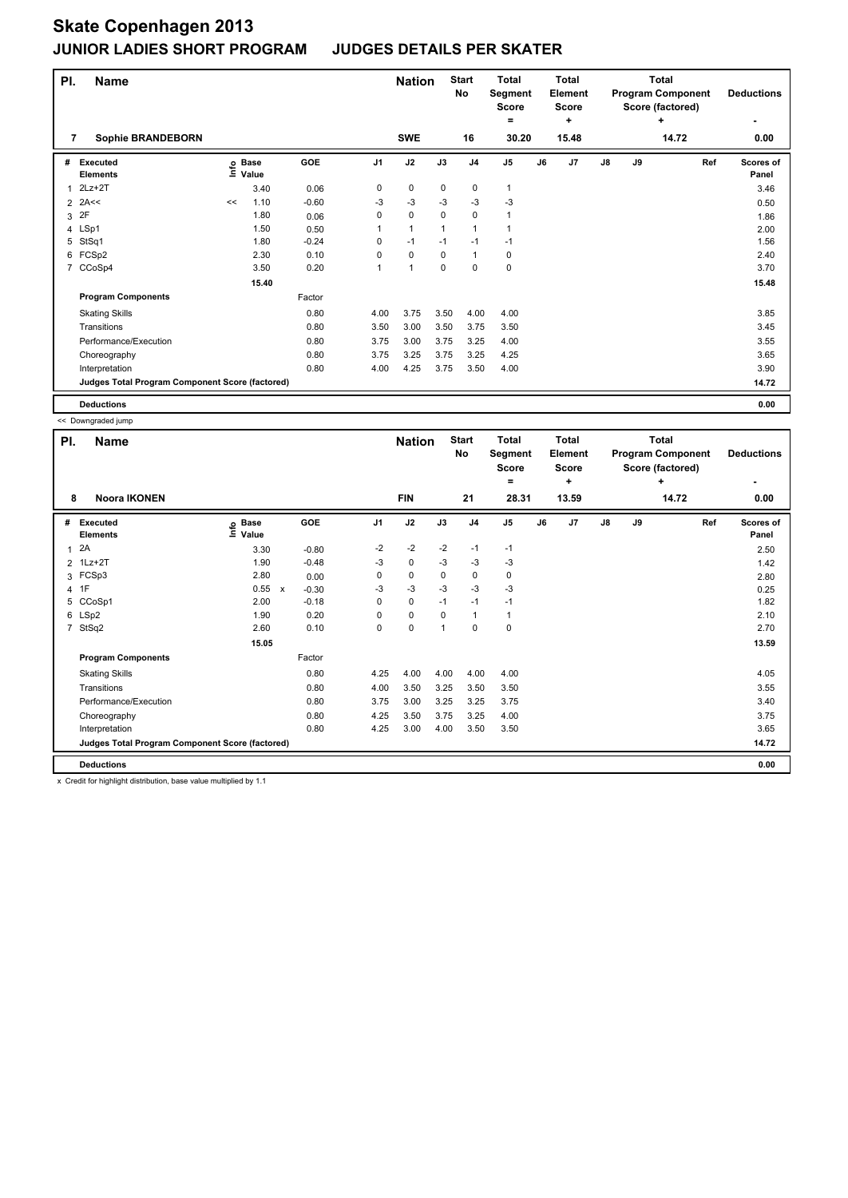# Skate Copenhagen 2013

## JUNIOR LADIES SHORT PROGRAM JUDGES DETAILS PER SKATER

| Pl. | Name | Nation | Start No | Total Segment Score = | Total Element Score + | Total Program Component Score (factored) + | Deductions - |
|---|---|---|---|---|---|---|---|
| 7 | Sophie BRANDEBORN | SWE | 16 | 30.20 | 15.48 | 14.72 | 0.00 |

| # | Executed Elements | Info | Base Value | GOE | J1 | J2 | J3 | J4 | J5 | J6 | J7 | J8 | J9 | Ref | Scores of Panel |
|---|---|---|---|---|---|---|---|---|---|---|---|---|---|---|---|
| 1 | 2Lz+2T | | 3.40 | 0.06 | 0 | 0 | 0 | 0 | 1 | | | | | | 3.46 |
| 2 | 2A<< | << | 1.10 | -0.60 | -3 | -3 | -3 | -3 | -3 | | | | | | 0.50 |
| 3 | 2F | | 1.80 | 0.06 | 0 | 0 | 0 | 0 | 1 | | | | | | 1.86 |
| 4 | LSp1 | | 1.50 | 0.50 | 1 | 1 | 1 | 1 | 1 | | | | | | 2.00 |
| 5 | StSq1 | | 1.80 | -0.24 | 0 | -1 | -1 | -1 | -1 | | | | | | 1.56 |
| 6 | FCSp2 | | 2.30 | 0.10 | 0 | 0 | 0 | 1 | 0 | | | | | | 2.40 |
| 7 | CCoSp4 | | 3.50 | 0.20 | 1 | 1 | 0 | 0 | 0 | | | | | | 3.70 |
| | | | 15.40 | | | | | | | | | | | | 15.48 |
| | **Program Components** | | | Factor | | | | | | | | | | | |
| | Skating Skills | | | 0.80 | 4.00 | 3.75 | 3.50 | 4.00 | 4.00 | | | | | | 3.85 |
| | Transitions | | | 0.80 | 3.50 | 3.00 | 3.50 | 3.75 | 3.50 | | | | | | 3.45 |
| | Performance/Execution | | | 0.80 | 3.75 | 3.00 | 3.75 | 3.25 | 4.00 | | | | | | 3.55 |
| | Choreography | | | 0.80 | 3.75 | 3.25 | 3.75 | 3.25 | 4.25 | | | | | | 3.65 |
| | Interpretation | | | 0.80 | 4.00 | 4.25 | 3.75 | 3.50 | 4.00 | | | | | | 3.90 |
| | **Judges Total Program Component Score (factored)** | | | | | | | | | | | | | | 14.72 |
| | **Deductions** | | | | | | | | | | | | | | 0.00 |

<< Downgraded jump

| Pl. | Name | Nation | Start No | Total Segment Score = | Total Element Score + | Total Program Component Score (factored) + | Deductions - |
|---|---|---|---|---|---|---|---|
| 8 | Noora IKONEN | FIN | 21 | 28.31 | 13.59 | 14.72 | 0.00 |

| # | Executed Elements | Info | Base Value | GOE | J1 | J2 | J3 | J4 | J5 | J6 | J7 | J8 | J9 | Ref | Scores of Panel |
|---|---|---|---|---|---|---|---|---|---|---|---|---|---|---|---|
| 1 | 2A | | 3.30 | -0.80 | -2 | -2 | -2 | -1 | -1 | | | | | | 2.50 |
| 2 | 1Lz+2T | | 1.90 | -0.48 | -3 | 0 | -3 | -3 | -3 | | | | | | 1.42 |
| 3 | FCSp3 | | 2.80 | 0.00 | 0 | 0 | 0 | 0 | 0 | | | | | | 2.80 |
| 4 | 1F | | 0.55 x | -0.30 | -3 | -3 | -3 | -3 | -3 | | | | | | 0.25 |
| 5 | CCoSp1 | | 2.00 | -0.18 | 0 | 0 | -1 | -1 | -1 | | | | | | 1.82 |
| 6 | LSp2 | | 1.90 | 0.20 | 0 | 0 | 0 | 1 | 1 | | | | | | 2.10 |
| 7 | StSq2 | | 2.60 | 0.10 | 0 | 0 | 1 | 0 | 0 | | | | | | 2.70 |
| | | | 15.05 | | | | | | | | | | | | 13.59 |
| | **Program Components** | | | Factor | | | | | | | | | | | |
| | Skating Skills | | | 0.80 | 4.25 | 4.00 | 4.00 | 4.00 | 4.00 | | | | | | 4.05 |
| | Transitions | | | 0.80 | 4.00 | 3.50 | 3.25 | 3.50 | 3.50 | | | | | | 3.55 |
| | Performance/Execution | | | 0.80 | 3.75 | 3.00 | 3.25 | 3.25 | 3.75 | | | | | | 3.40 |
| | Choreography | | | 0.80 | 4.25 | 3.50 | 3.75 | 3.25 | 4.00 | | | | | | 3.75 |
| | Interpretation | | | 0.80 | 4.25 | 3.00 | 4.00 | 3.50 | 3.50 | | | | | | 3.65 |
| | **Judges Total Program Component Score (factored)** | | | | | | | | | | | | | | 14.72 |
| | **Deductions** | | | | | | | | | | | | | | 0.00 |

x Credit for highlight distribution, base value multiplied by 1.1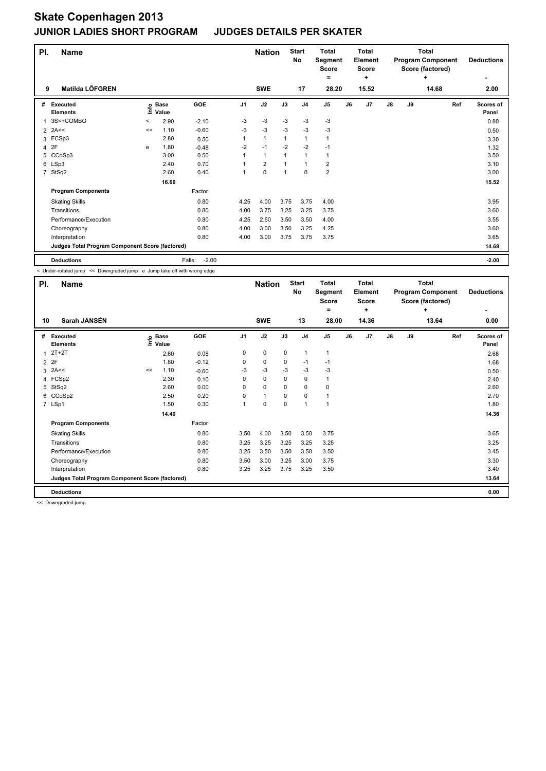# Skate Copenhagen 2013

## JUNIOR LADIES SHORT PROGRAM JUDGES DETAILS PER SKATER

| Pl. | Name | Nation | Start No | Total Segment Score = | Total Element Score + | Total Program Component Score (factored) + | Deductions - |
|---|---|---|---|---|---|---|---|
| 9 | Matilda LÖFGREN | SWE | 17 | 28.20 | 15.52 | 14.68 | 2.00 |

| # | Executed Elements | Info | Base Value | GOE | J1 | J2 | J3 | J4 | J5 | J6 | J7 | J8 | J9 | Ref | Scores of Panel |
|---|---|---|---|---|---|---|---|---|---|---|---|---|---|---|---|
| 1 | 3S<+COMBO | < | 2.90 | -2.10 | -3 | -3 | -3 | -3 | -3 | | | | | | 0.80 |
| 2 | 2A<< | << | 1.10 | -0.60 | -3 | -3 | -3 | -3 | -3 | | | | | | 0.50 |
| 3 | FCSp3 | | 2.80 | 0.50 | 1 | 1 | 1 | 1 | 1 | | | | | | 3.30 |
| 4 | 2F | e | 1.80 | -0.48 | -2 | -1 | -2 | -2 | -1 | | | | | | 1.32 |
| 5 | CCoSp3 | | 3.00 | 0.50 | 1 | 1 | 1 | 1 | 1 | | | | | | 3.50 |
| 6 | LSp3 | | 2.40 | 0.70 | 1 | 2 | 1 | 1 | 2 | | | | | | 3.10 |
| 7 | StSq2 | | 2.60 | 0.40 | 1 | 0 | 1 | 0 | 2 | | | | | | 3.00 |
| | | | 16.60 | | | | | | | | | | | | 15.52 |
| | **Program Components** | | | Factor | | | | | | | | | | | |
| | Skating Skills | | | 0.80 | 4.25 | 4.00 | 3.75 | 3.75 | 4.00 | | | | | | 3.95 |
| | Transitions | | | 0.80 | 4.00 | 3.75 | 3.25 | 3.25 | 3.75 | | | | | | 3.60 |
| | Performance/Execution | | | 0.80 | 4.25 | 2.50 | 3.50 | 3.50 | 4.00 | | | | | | 3.55 |
| | Choreography | | | 0.80 | 4.00 | 3.00 | 3.50 | 3.25 | 4.25 | | | | | | 3.60 |
| | Interpretation | | | 0.80 | 4.00 | 3.00 | 3.75 | 3.75 | 3.75 | | | | | | 3.65 |
| | **Judges Total Program Component Score (factored)** | | | | | | | | | | | | | | 14.68 |
| | **Deductions** | | | Falls: -2.00 | | | | | | | | | | | -2.00 |

< Under-rotated jump << Downgraded jump e Jump take off with wrong edge

| Pl. | Name | Nation | Start No | Total Segment Score = | Total Element Score + | Total Program Component Score (factored) + | Deductions - |
|---|---|---|---|---|---|---|---|
| 10 | Sarah JANSÉN | SWE | 13 | 28.00 | 14.36 | 13.64 | 0.00 |

| # | Executed Elements | Info | Base Value | GOE | J1 | J2 | J3 | J4 | J5 | J6 | J7 | J8 | J9 | Ref | Scores of Panel |
|---|---|---|---|---|---|---|---|---|---|---|---|---|---|---|---|
| 1 | 2T+2T | | 2.60 | 0.08 | 0 | 0 | 0 | 1 | 1 | | | | | | 2.68 |
| 2 | 2F | | 1.80 | -0.12 | 0 | 0 | 0 | -1 | -1 | | | | | | 1.68 |
| 3 | 2A<< | << | 1.10 | -0.60 | -3 | -3 | -3 | -3 | -3 | | | | | | 0.50 |
| 4 | FCSp2 | | 2.30 | 0.10 | 0 | 0 | 0 | 0 | 1 | | | | | | 2.40 |
| 5 | StSq2 | | 2.60 | 0.00 | 0 | 0 | 0 | 0 | 0 | | | | | | 2.60 |
| 6 | CCoSp2 | | 2.50 | 0.20 | 0 | 1 | 0 | 0 | 1 | | | | | | 2.70 |
| 7 | LSp1 | | 1.50 | 0.30 | 1 | 0 | 0 | 1 | 1 | | | | | | 1.80 |
| | | | 14.40 | | | | | | | | | | | | 14.36 |
| | **Program Components** | | | Factor | | | | | | | | | | | |
| | Skating Skills | | | 0.80 | 3.50 | 4.00 | 3.50 | 3.50 | 3.75 | | | | | | 3.65 |
| | Transitions | | | 0.80 | 3.25 | 3.25 | 3.25 | 3.25 | 3.25 | | | | | | 3.25 |
| | Performance/Execution | | | 0.80 | 3.25 | 3.50 | 3.50 | 3.50 | 3.50 | | | | | | 3.45 |
| | Choreography | | | 0.80 | 3.50 | 3.00 | 3.25 | 3.00 | 3.75 | | | | | | 3.30 |
| | Interpretation | | | 0.80 | 3.25 | 3.25 | 3.75 | 3.25 | 3.50 | | | | | | 3.40 |
| | **Judges Total Program Component Score (factored)** | | | | | | | | | | | | | | 13.64 |
| | **Deductions** | | | | | | | | | | | | | | 0.00 |

<< Downgraded jump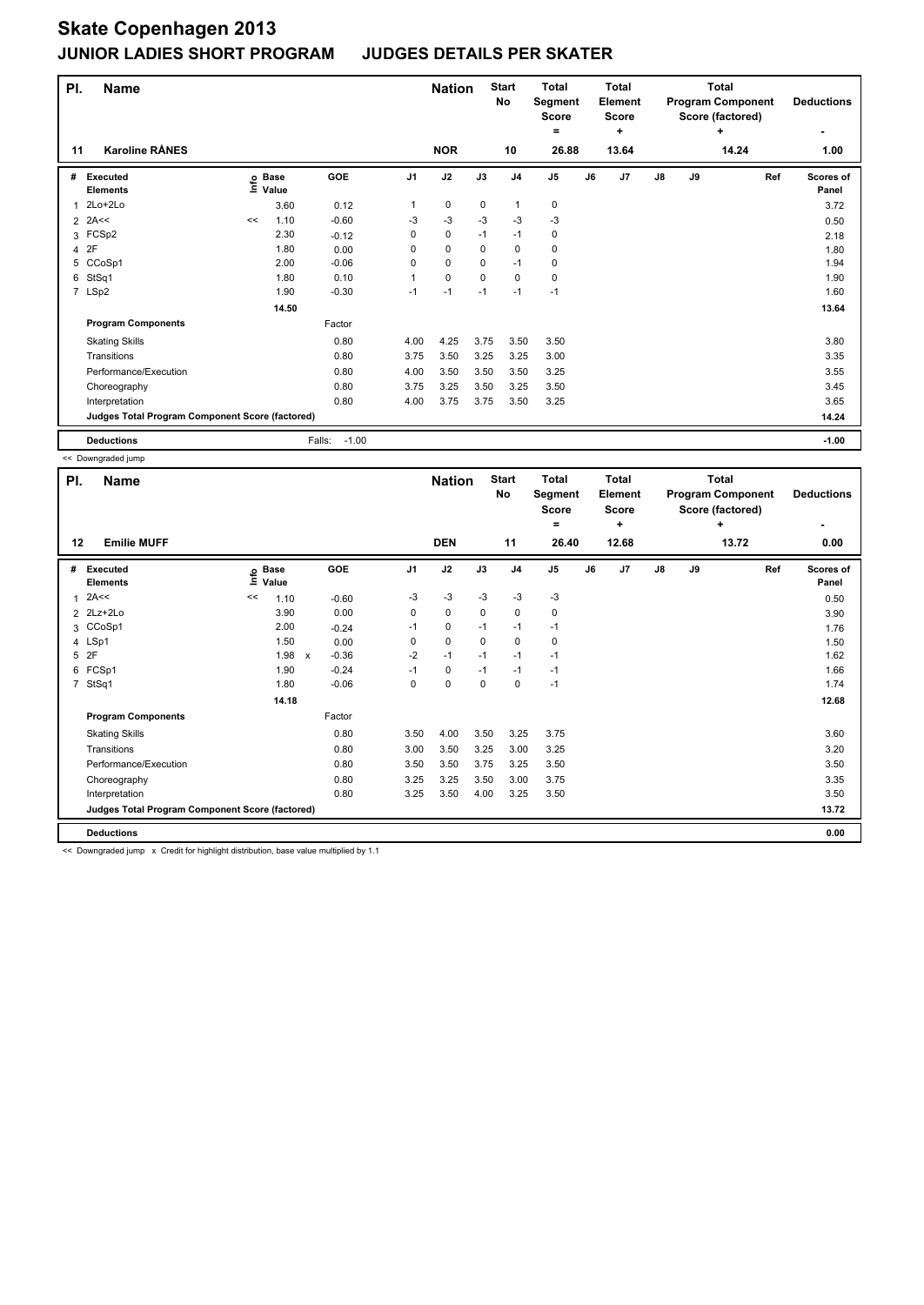# Skate Copenhagen 2013

## JUNIOR LADIES SHORT PROGRAM JUDGES DETAILS PER SKATER

| Pl. | Name | Nation | Start No | Total Segment Score = | Total Element Score + | Total Program Component Score (factored) + | Deductions - |
|---|---|---|---|---|---|---|---|
| 11 | Karoline RÅNES | NOR | 10 | 26.88 | 13.64 | 14.24 | 1.00 |

| # | Executed Elements | Info | Base Value | | GOE | J1 | J2 | J3 | J4 | J5 | J6 | J7 | J8 | J9 | Ref | Scores of Panel |
|---|---|---|---|---|---|---|---|---|---|---|---|---|---|---|---|---|
| 1 | 2Lo+2Lo | | 3.60 | | 0.12 | 1 | 0 | 0 | 1 | 0 | | | | | | 3.72 |
| 2 | 2A<< | << | 1.10 | | -0.60 | -3 | -3 | -3 | -3 | -3 | | | | | | 0.50 |
| 3 | FCSp2 | | 2.30 | | -0.12 | 0 | 0 | -1 | -1 | 0 | | | | | | 2.18 |
| 4 | 2F | | 1.80 | | 0.00 | 0 | 0 | 0 | 0 | 0 | | | | | | 1.80 |
| 5 | CCoSp1 | | 2.00 | | -0.06 | 0 | 0 | 0 | -1 | 0 | | | | | | 1.94 |
| 6 | StSq1 | | 1.80 | | 0.10 | 1 | 0 | 0 | 0 | 0 | | | | | | 1.90 |
| 7 | LSp2 | | 1.90 | | -0.30 | -1 | -1 | -1 | -1 | -1 | | | | | | 1.60 |
| | | | 14.50 | | | | | | | | | | | | | 13.64 |
| | **Program Components** | | | | Factor | | | | | | | | | | | |
| | Skating Skills | | | | 0.80 | 4.00 | 4.25 | 3.75 | 3.50 | 3.50 | | | | | | 3.80 |
| | Transitions | | | | 0.80 | 3.75 | 3.50 | 3.25 | 3.25 | 3.00 | | | | | | 3.35 |
| | Performance/Execution | | | | 0.80 | 4.00 | 3.50 | 3.50 | 3.50 | 3.25 | | | | | | 3.55 |
| | Choreography | | | | 0.80 | 3.75 | 3.25 | 3.50 | 3.25 | 3.50 | | | | | | 3.45 |
| | Interpretation | | | | 0.80 | 4.00 | 3.75 | 3.75 | 3.50 | 3.25 | | | | | | 3.65 |
| | **Judges Total Program Component Score (factored)** | | | | | | | | | | | | | | | 14.24 |
| | **Deductions** | | | | Falls: -1.00 | | | | | | | | | | | -1.00 |

<< Downgraded jump

| Pl. | Name | Nation | Start No | Total Segment Score = | Total Element Score + | Total Program Component Score (factored) + | Deductions - |
|---|---|---|---|---|---|---|---|
| 12 | Emilie MUFF | DEN | 11 | 26.40 | 12.68 | 13.72 | 0.00 |

| # | Executed Elements | Info | Base Value | | GOE | J1 | J2 | J3 | J4 | J5 | J6 | J7 | J8 | J9 | Ref | Scores of Panel |
|---|---|---|---|---|---|---|---|---|---|---|---|---|---|---|---|---|
| 1 | 2A<< | << | 1.10 | | -0.60 | -3 | -3 | -3 | -3 | -3 | | | | | | 0.50 |
| 2 | 2Lz+2Lo | | 3.90 | | 0.00 | 0 | 0 | 0 | 0 | 0 | | | | | | 3.90 |
| 3 | CCoSp1 | | 2.00 | | -0.24 | -1 | 0 | -1 | -1 | -1 | | | | | | 1.76 |
| 4 | LSp1 | | 1.50 | | 0.00 | 0 | 0 | 0 | 0 | 0 | | | | | | 1.50 |
| 5 | 2F | | 1.98 | x | -0.36 | -2 | -1 | -1 | -1 | -1 | | | | | | 1.62 |
| 6 | FCSp1 | | 1.90 | | -0.24 | -1 | 0 | -1 | -1 | -1 | | | | | | 1.66 |
| 7 | StSq1 | | 1.80 | | -0.06 | 0 | 0 | 0 | 0 | -1 | | | | | | 1.74 |
| | | | 14.18 | | | | | | | | | | | | | 12.68 |
| | **Program Components** | | | | Factor | | | | | | | | | | | |
| | Skating Skills | | | | 0.80 | 3.50 | 4.00 | 3.50 | 3.25 | 3.75 | | | | | | 3.60 |
| | Transitions | | | | 0.80 | 3.00 | 3.50 | 3.25 | 3.00 | 3.25 | | | | | | 3.20 |
| | Performance/Execution | | | | 0.80 | 3.50 | 3.50 | 3.75 | 3.25 | 3.50 | | | | | | 3.50 |
| | Choreography | | | | 0.80 | 3.25 | 3.25 | 3.50 | 3.00 | 3.75 | | | | | | 3.35 |
| | Interpretation | | | | 0.80 | 3.25 | 3.50 | 4.00 | 3.25 | 3.50 | | | | | | 3.50 |
| | **Judges Total Program Component Score (factored)** | | | | | | | | | | | | | | | 13.72 |
| | **Deductions** | | | | | | | | | | | | | | | 0.00 |

<< Downgraded jump x Credit for highlight distribution, base value multiplied by 1.1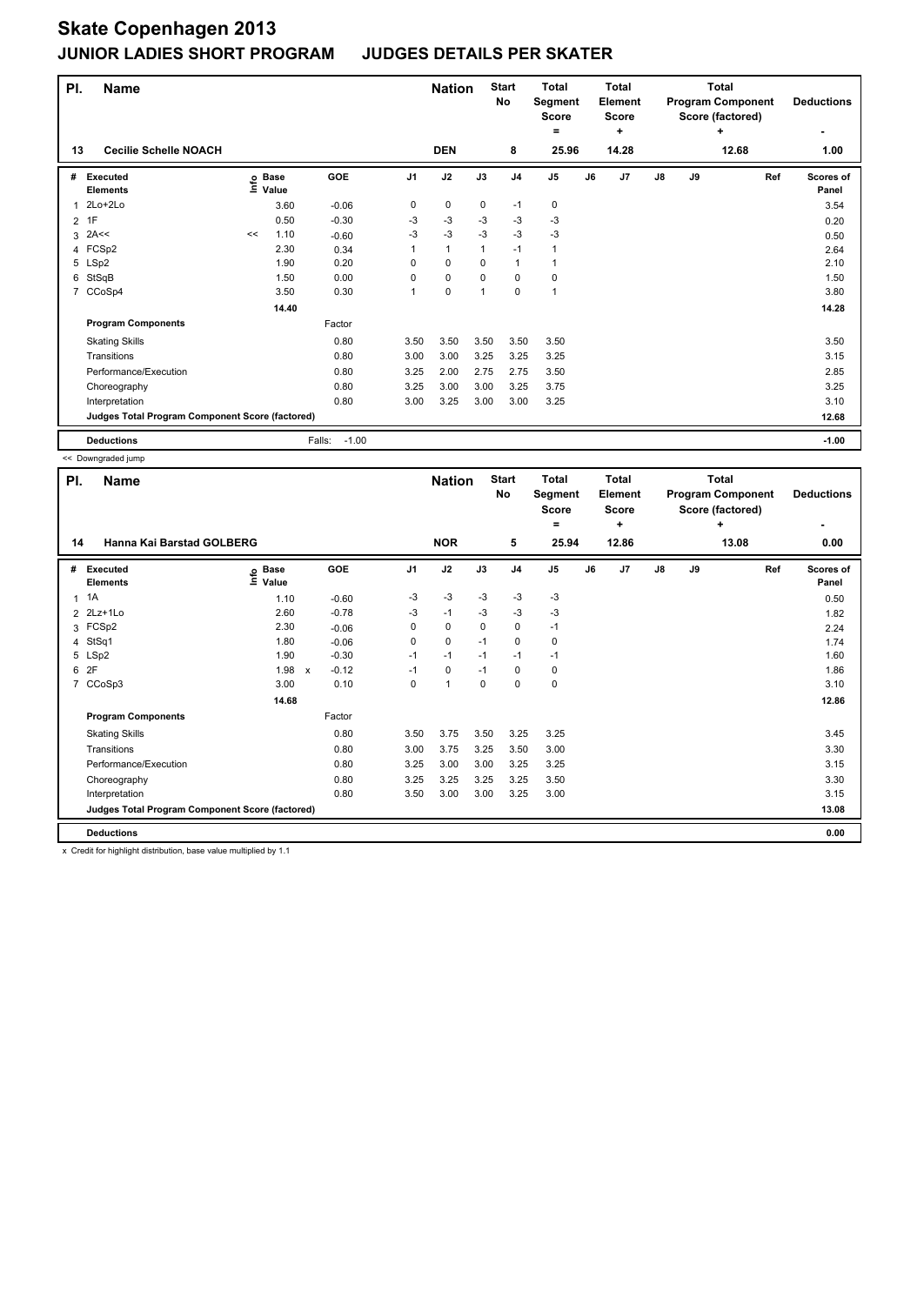# Skate Copenhagen 2013

## JUNIOR LADIES SHORT PROGRAM JUDGES DETAILS PER SKATER

| Pl. | Name | Nation | Start No | Total Segment Score = | Total Element Score + | Total Program Component Score (factored) + | Deductions - |
|---|---|---|---|---|---|---|---|
| 13 | Cecilie Schelle NOACH | DEN | 8 | 25.96 | 14.28 | 12.68 | 1.00 |

| # | Executed Elements | Info | Base Value | GOE | J1 | J2 | J3 | J4 | J5 | J6 | J7 | J8 | J9 | Ref | Scores of Panel |
|---|---|---|---|---|---|---|---|---|---|---|---|---|---|---|---|
| 1 | 2Lo+2Lo | | 3.60 | -0.06 | 0 | 0 | 0 | -1 | 0 | | | | | | 3.54 |
| 2 | 1F | | 0.50 | -0.30 | -3 | -3 | -3 | -3 | -3 | | | | | | 0.20 |
| 3 | 2A<< | << | 1.10 | -0.60 | -3 | -3 | -3 | -3 | -3 | | | | | | 0.50 |
| 4 | FCSp2 | | 2.30 | 0.34 | 1 | 1 | 1 | -1 | 1 | | | | | | 2.64 |
| 5 | LSp2 | | 1.90 | 0.20 | 0 | 0 | 0 | 1 | 1 | | | | | | 2.10 |
| 6 | StSqB | | 1.50 | 0.00 | 0 | 0 | 0 | 0 | 0 | | | | | | 1.50 |
| 7 | CCoSp4 | | 3.50 | 0.30 | 1 | 0 | 1 | 0 | 1 | | | | | | 3.80 |
| | | | 14.40 | | | | | | | | | | | | 14.28 |
| | **Program Components** | | | Factor | | | | | | | | | | | |
| | Skating Skills | | | 0.80 | 3.50 | 3.50 | 3.50 | 3.50 | 3.50 | | | | | | 3.50 |
| | Transitions | | | 0.80 | 3.00 | 3.00 | 3.25 | 3.25 | 3.25 | | | | | | 3.15 |
| | Performance/Execution | | | 0.80 | 3.25 | 2.00 | 2.75 | 2.75 | 3.50 | | | | | | 2.85 |
| | Choreography | | | 0.80 | 3.25 | 3.00 | 3.00 | 3.25 | 3.75 | | | | | | 3.25 |
| | Interpretation | | | 0.80 | 3.00 | 3.25 | 3.00 | 3.00 | 3.25 | | | | | | 3.10 |
| | **Judges Total Program Component Score (factored)** | | | | | | | | | | | | | | 12.68 |
| | **Deductions** | | | Falls: -1.00 | | | | | | | | | | | -1.00 |

<< Downgraded jump

| Pl. | Name | Nation | Start No | Total Segment Score = | Total Element Score + | Total Program Component Score (factored) + | Deductions - |
|---|---|---|---|---|---|---|---|
| 14 | Hanna Kai Barstad GOLBERG | NOR | 5 | 25.94 | 12.86 | 13.08 | 0.00 |

| # | Executed Elements | Info | Base Value | GOE | J1 | J2 | J3 | J4 | J5 | J6 | J7 | J8 | J9 | Ref | Scores of Panel |
|---|---|---|---|---|---|---|---|---|---|---|---|---|---|---|---|
| 1 | 1A | | 1.10 | -0.60 | -3 | -3 | -3 | -3 | -3 | | | | | | 0.50 |
| 2 | 2Lz+1Lo | | 2.60 | -0.78 | -3 | -1 | -3 | -3 | -3 | | | | | | 1.82 |
| 3 | FCSp2 | | 2.30 | -0.06 | 0 | 0 | 0 | 0 | -1 | | | | | | 2.24 |
| 4 | StSq1 | | 1.80 | -0.06 | 0 | 0 | -1 | 0 | 0 | | | | | | 1.74 |
| 5 | LSp2 | | 1.90 | -0.30 | -1 | -1 | -1 | -1 | -1 | | | | | | 1.60 |
| 6 | 2F | | 1.98 x | -0.12 | -1 | 0 | -1 | 0 | 0 | | | | | | 1.86 |
| 7 | CCoSp3 | | 3.00 | 0.10 | 0 | 1 | 0 | 0 | 0 | | | | | | 3.10 |
| | | | 14.68 | | | | | | | | | | | | 12.86 |
| | **Program Components** | | | Factor | | | | | | | | | | | |
| | Skating Skills | | | 0.80 | 3.50 | 3.75 | 3.50 | 3.25 | 3.25 | | | | | | 3.45 |
| | Transitions | | | 0.80 | 3.00 | 3.75 | 3.25 | 3.50 | 3.00 | | | | | | 3.30 |
| | Performance/Execution | | | 0.80 | 3.25 | 3.00 | 3.00 | 3.25 | 3.25 | | | | | | 3.15 |
| | Choreography | | | 0.80 | 3.25 | 3.25 | 3.25 | 3.25 | 3.50 | | | | | | 3.30 |
| | Interpretation | | | 0.80 | 3.50 | 3.00 | 3.00 | 3.25 | 3.00 | | | | | | 3.15 |
| | **Judges Total Program Component Score (factored)** | | | | | | | | | | | | | | 13.08 |
| | **Deductions** | | | | | | | | | | | | | | 0.00 |

x Credit for highlight distribution, base value multiplied by 1.1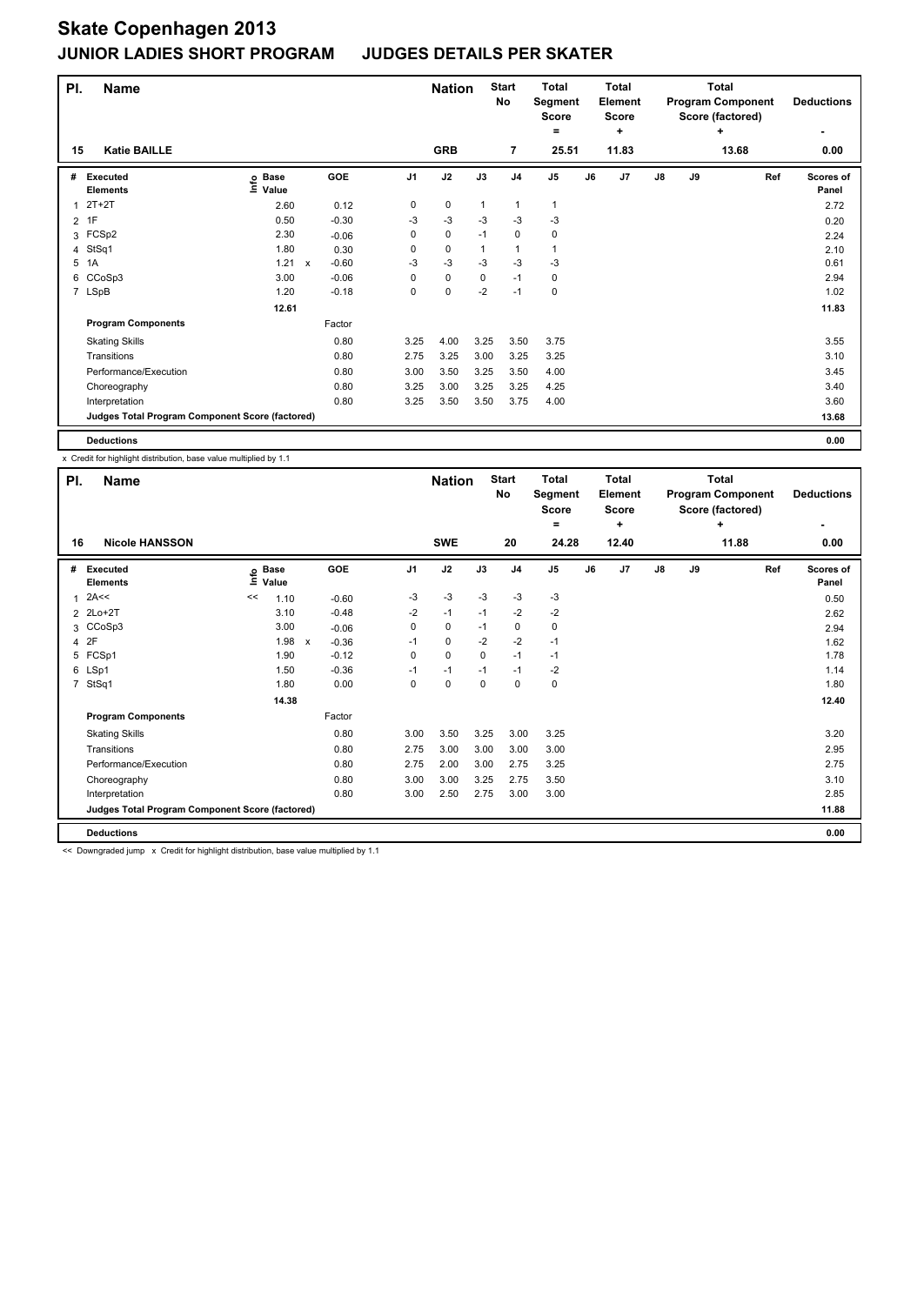# Skate Copenhagen 2013

## JUNIOR LADIES SHORT PROGRAM JUDGES DETAILS PER SKATER

| Pl. | Name | Nation | Start No | Total Segment Score = | Total Element Score + | Total Program Component Score (factored) + | Deductions - |
|---|---|---|---|---|---|---|---|
| 15 | Katie BAILLE | GRB | 7 | 25.51 | 11.83 | 13.68 | 0.00 |

| # | Executed Elements | Info | Base Value | | GOE | J1 | J2 | J3 | J4 | J5 | J6 | J7 | J8 | J9 | Ref | Scores of Panel |
|---|---|---|---|---|---|---|---|---|---|---|---|---|---|---|---|---|
| 1 | 2T+2T | | 2.60 | | 0.12 | 0 | 0 | 1 | 1 | 1 | | | | | | 2.72 |
| 2 | 1F | | 0.50 | | -0.30 | -3 | -3 | -3 | -3 | -3 | | | | | | 0.20 |
| 3 | FCSp2 | | 2.30 | | -0.06 | 0 | 0 | -1 | 0 | 0 | | | | | | 2.24 |
| 4 | StSq1 | | 1.80 | | 0.30 | 0 | 0 | 1 | 1 | 1 | | | | | | 2.10 |
| 5 | 1A | | 1.21 | x | -0.60 | -3 | -3 | -3 | -3 | -3 | | | | | | 0.61 |
| 6 | CCoSp3 | | 3.00 | | -0.06 | 0 | 0 | 0 | -1 | 0 | | | | | | 2.94 |
| 7 | LSpB | | 1.20 | | -0.18 | 0 | 0 | -2 | -1 | 0 | | | | | | 1.02 |
| | | | 12.61 | | | | | | | | | | | | | 11.83 |
| | **Program Components** | | | | Factor | | | | | | | | | | | |
| | Skating Skills | | | | 0.80 | 3.25 | 4.00 | 3.25 | 3.50 | 3.75 | | | | | | 3.55 |
| | Transitions | | | | 0.80 | 2.75 | 3.25 | 3.00 | 3.25 | 3.25 | | | | | | 3.10 |
| | Performance/Execution | | | | 0.80 | 3.00 | 3.50 | 3.25 | 3.50 | 4.00 | | | | | | 3.45 |
| | Choreography | | | | 0.80 | 3.25 | 3.00 | 3.25 | 3.25 | 4.25 | | | | | | 3.40 |
| | Interpretation | | | | 0.80 | 3.25 | 3.50 | 3.50 | 3.75 | 4.00 | | | | | | 3.60 |
| | **Judges Total Program Component Score (factored)** | | | | | | | | | | | | | | | 13.68 |
| | **Deductions** | | | | | | | | | | | | | | | 0.00 |

x Credit for highlight distribution, base value multiplied by 1.1

| Pl. | Name | Nation | Start No | Total Segment Score = | Total Element Score + | Total Program Component Score (factored) + | Deductions - |
|---|---|---|---|---|---|---|---|
| 16 | Nicole HANSSON | SWE | 20 | 24.28 | 12.40 | 11.88 | 0.00 |

| # | Executed Elements | Info | Base Value | | GOE | J1 | J2 | J3 | J4 | J5 | J6 | J7 | J8 | J9 | Ref | Scores of Panel |
|---|---|---|---|---|---|---|---|---|---|---|---|---|---|---|---|---|
| 1 | 2A<< | << | 1.10 | | -0.60 | -3 | -3 | -3 | -3 | -3 | | | | | | 0.50 |
| 2 | 2Lo+2T | | 3.10 | | -0.48 | -2 | -1 | -1 | -2 | -2 | | | | | | 2.62 |
| 3 | CCoSp3 | | 3.00 | | -0.06 | 0 | 0 | -1 | 0 | 0 | | | | | | 2.94 |
| 4 | 2F | | 1.98 | x | -0.36 | -1 | 0 | -2 | -2 | -1 | | | | | | 1.62 |
| 5 | FCSp1 | | 1.90 | | -0.12 | 0 | 0 | 0 | -1 | -1 | | | | | | 1.78 |
| 6 | LSp1 | | 1.50 | | -0.36 | -1 | -1 | -1 | -1 | -2 | | | | | | 1.14 |
| 7 | StSq1 | | 1.80 | | 0.00 | 0 | 0 | 0 | 0 | 0 | | | | | | 1.80 |
| | | | 14.38 | | | | | | | | | | | | | 12.40 |
| | **Program Components** | | | | Factor | | | | | | | | | | | |
| | Skating Skills | | | | 0.80 | 3.00 | 3.50 | 3.25 | 3.00 | 3.25 | | | | | | 3.20 |
| | Transitions | | | | 0.80 | 2.75 | 3.00 | 3.00 | 3.00 | 3.00 | | | | | | 2.95 |
| | Performance/Execution | | | | 0.80 | 2.75 | 2.00 | 3.00 | 2.75 | 3.25 | | | | | | 2.75 |
| | Choreography | | | | 0.80 | 3.00 | 3.00 | 3.25 | 2.75 | 3.50 | | | | | | 3.10 |
| | Interpretation | | | | 0.80 | 3.00 | 2.50 | 2.75 | 3.00 | 3.00 | | | | | | 2.85 |
| | **Judges Total Program Component Score (factored)** | | | | | | | | | | | | | | | 11.88 |
| | **Deductions** | | | | | | | | | | | | | | | 0.00 |

<< Downgraded jump x Credit for highlight distribution, base value multiplied by 1.1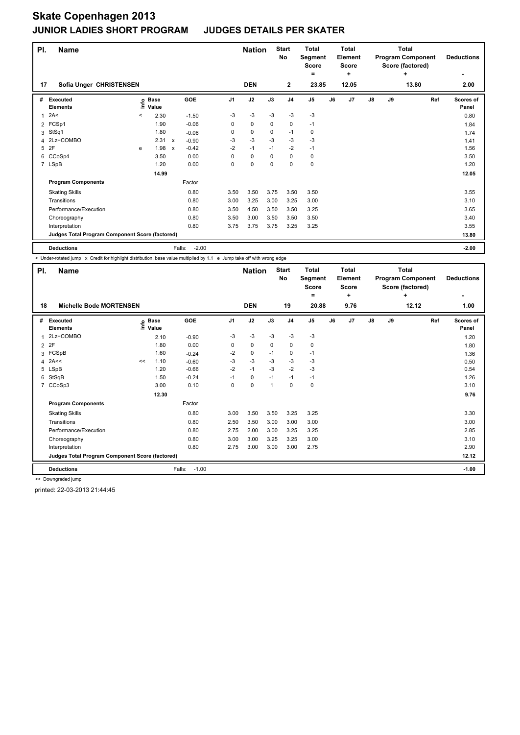# Skate Copenhagen 2013

## JUNIOR LADIES SHORT PROGRAM JUDGES DETAILS PER SKATER

| Pl. | Name | Nation | Start No | Total Segment Score = | Total Element Score + | Total Program Component Score (factored) + | Deductions - |
|---|---|---|---|---|---|---|---|
| 17 | Sofia Unger CHRISTENSEN | DEN | 2 | 23.85 | 12.05 | 13.80 | 2.00 |

| # | Executed Elements | Info | Base Value | | GOE | J1 | J2 | J3 | J4 | J5 | J6 | J7 | J8 | J9 | Ref | Scores of Panel |
|---|---|---|---|---|---|---|---|---|---|---|---|---|---|---|---|---|
| 1 | 2A< | < | 2.30 | | -1.50 | -3 | -3 | -3 | -3 | -3 | | | | | | 0.80 |
| 2 | FCSp1 | | 1.90 | | -0.06 | 0 | 0 | 0 | 0 | -1 | | | | | | 1.84 |
| 3 | StSq1 | | 1.80 | | -0.06 | 0 | 0 | 0 | -1 | 0 | | | | | | 1.74 |
| 4 | 2Lz+COMBO | | 2.31 | x | -0.90 | -3 | -3 | -3 | -3 | -3 | | | | | | 1.41 |
| 5 | 2F | e | 1.98 | x | -0.42 | -2 | -1 | -1 | -2 | -1 | | | | | | 1.56 |
| 6 | CCoSp4 | | 3.50 | | 0.00 | 0 | 0 | 0 | 0 | 0 | | | | | | 3.50 |
| 7 | LSpB | | 1.20 | | 0.00 | 0 | 0 | 0 | 0 | 0 | | | | | | 1.20 |
| | | | 14.99 | | | | | | | | | | | | | 12.05 |
| | **Program Components** | | | | Factor | | | | | | | | | | | |
| | Skating Skills | | | | 0.80 | 3.50 | 3.50 | 3.75 | 3.50 | 3.50 | | | | | | 3.55 |
| | Transitions | | | | 0.80 | 3.00 | 3.25 | 3.00 | 3.25 | 3.00 | | | | | | 3.10 |
| | Performance/Execution | | | | 0.80 | 3.50 | 4.50 | 3.50 | 3.50 | 3.25 | | | | | | 3.65 |
| | Choreography | | | | 0.80 | 3.50 | 3.00 | 3.50 | 3.50 | 3.50 | | | | | | 3.40 |
| | Interpretation | | | | 0.80 | 3.75 | 3.75 | 3.75 | 3.25 | 3.25 | | | | | | 3.55 |
| | **Judges Total Program Component Score (factored)** | | | | | | | | | | | | | | | 13.80 |
| | **Deductions** | | | | Falls: -2.00 | | | | | | | | | | | -2.00 |

< Under-rotated jump x Credit for highlight distribution, base value multiplied by 1.1 e Jump take off with wrong edge

| Pl. | Name | Nation | Start No | Total Segment Score = | Total Element Score + | Total Program Component Score (factored) + | Deductions - |
|---|---|---|---|---|---|---|---|
| 18 | Michelle Bode MORTENSEN | DEN | 19 | 20.88 | 9.76 | 12.12 | 1.00 |

| # | Executed Elements | Info | Base Value | GOE | J1 | J2 | J3 | J4 | J5 | J6 | J7 | J8 | J9 | Ref | Scores of Panel |
|---|---|---|---|---|---|---|---|---|---|---|---|---|---|---|---|
| 1 | 2Lz+COMBO | | 2.10 | -0.90 | -3 | -3 | -3 | -3 | -3 | | | | | | 1.20 |
| 2 | 2F | | 1.80 | 0.00 | 0 | 0 | 0 | 0 | 0 | | | | | | 1.80 |
| 3 | FCSpB | | 1.60 | -0.24 | -2 | 0 | -1 | 0 | -1 | | | | | | 1.36 |
| 4 | 2A<< | << | 1.10 | -0.60 | -3 | -3 | -3 | -3 | -3 | | | | | | 0.50 |
| 5 | LSpB | | 1.20 | -0.66 | -2 | -1 | -3 | -2 | -3 | | | | | | 0.54 |
| 6 | StSqB | | 1.50 | -0.24 | -1 | 0 | -1 | -1 | -1 | | | | | | 1.26 |
| 7 | CCoSp3 | | 3.00 | 0.10 | 0 | 0 | 1 | 0 | 0 | | | | | | 3.10 |
| | | | 12.30 | | | | | | | | | | | | 9.76 |
| | **Program Components** | | | Factor | | | | | | | | | | | |
| | Skating Skills | | | 0.80 | 3.00 | 3.50 | 3.50 | 3.25 | 3.25 | | | | | | 3.30 |
| | Transitions | | | 0.80 | 2.50 | 3.50 | 3.00 | 3.00 | 3.00 | | | | | | 3.00 |
| | Performance/Execution | | | 0.80 | 2.75 | 2.00 | 3.00 | 3.25 | 3.25 | | | | | | 2.85 |
| | Choreography | | | 0.80 | 3.00 | 3.00 | 3.25 | 3.25 | 3.00 | | | | | | 3.10 |
| | Interpretation | | | 0.80 | 2.75 | 3.00 | 3.00 | 3.00 | 2.75 | | | | | | 2.90 |
| | **Judges Total Program Component Score (factored)** | | | | | | | | | | | | | | 12.12 |
| | **Deductions** | | | Falls: -1.00 | | | | | | | | | | | -1.00 |

<< Downgraded jump

printed: 22-03-2013 21:44:45